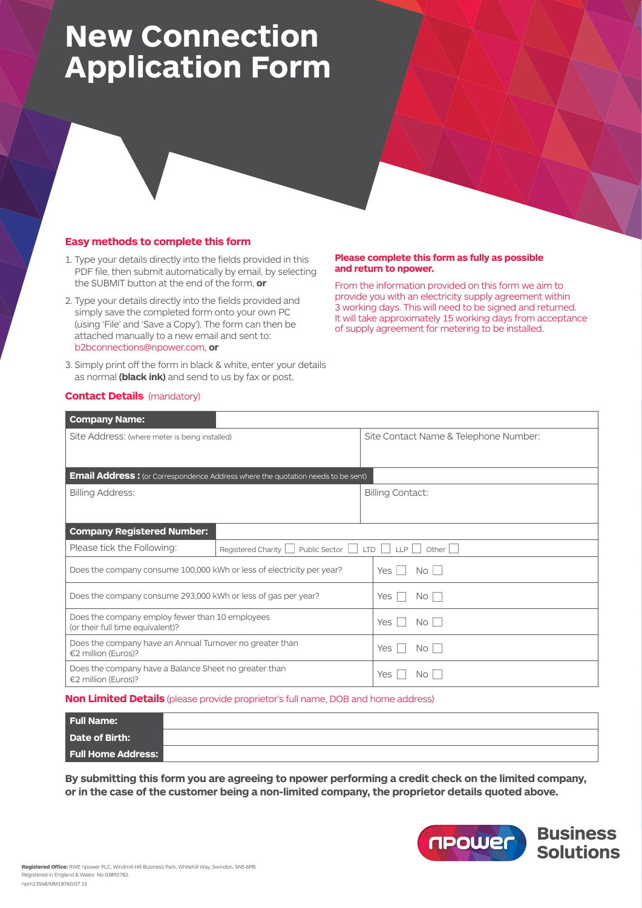# New Connection Application Form

## Easy methods to complete this form

1. Type your details directly into the fields provided in this PDF file, then submit automatically by email, by selecting the SUBMIT button at the end of the form, **or**
2. Type your details directly into the fields provided and simply save the completed form onto your own PC (using 'File' and 'Save a Copy'). The form can then be attached manually to a new email and sent to: b2bconnections@npower.com, **or**
3. Simply print off the form in black & white, enter your details as normal **(black ink)** and send to us by fax or post.

**Please complete this form as fully as possible and return to npower.**

From the information provided on this form we aim to provide you with an electricity supply agreement within 3 working days. This will need to be signed and returned. It will take approximately 15 working days from acceptance of supply agreement for metering to be installed.

## Contact Details (mandatory)

| **Company Name:** | |
|---|---|
| Site Address: (where meter is being installed) | Site Contact Name & Telephone Number: |
| **Email Address :** (or Correspondence Address where the quotation needs to be sent) | |
| Billing Address: | Billing Contact: |
| **Company Registered Number:** | |
| Please tick the Following: | Registered Charity ☐ Public Sector ☐ LTD ☐ LLP ☐ Other ☐ |
| Does the company consume 100,000 kWh or less of electricity per year? | Yes ☐ No ☐ |
| Does the company consume 293,000 kWh or less of gas per year? | Yes ☐ No ☐ |
| Does the company employ fewer than 10 employees (or their full time equivalent)? | Yes ☐ No ☐ |
| Does the company have an Annual Turnover no greater than €2 million (Euros)? | Yes ☐ No ☐ |
| Does the company have a Balance Sheet no greater than €2 million (Euros)? | Yes ☐ No ☐ |

## Non Limited Details (please provide proprietor's full name, DOB and home address)

| **Full Name:** | |
|---|---|
| **Date of Birth:** | |
| **Full Home Address:** | |

**By submitting this form you are agreeing to npower performing a credit check on the limited company, or in the case of the customer being a non-limited company, the proprietor details quoted above.**

npower Business Solutions

**Registered Office:** RWE npower PLC, Windmill Hill Business Park, Whitehill Way, Swindon, SN5 6PB.
Registered in England & Wales: No 03892782.
npm13548/MM18760/07.15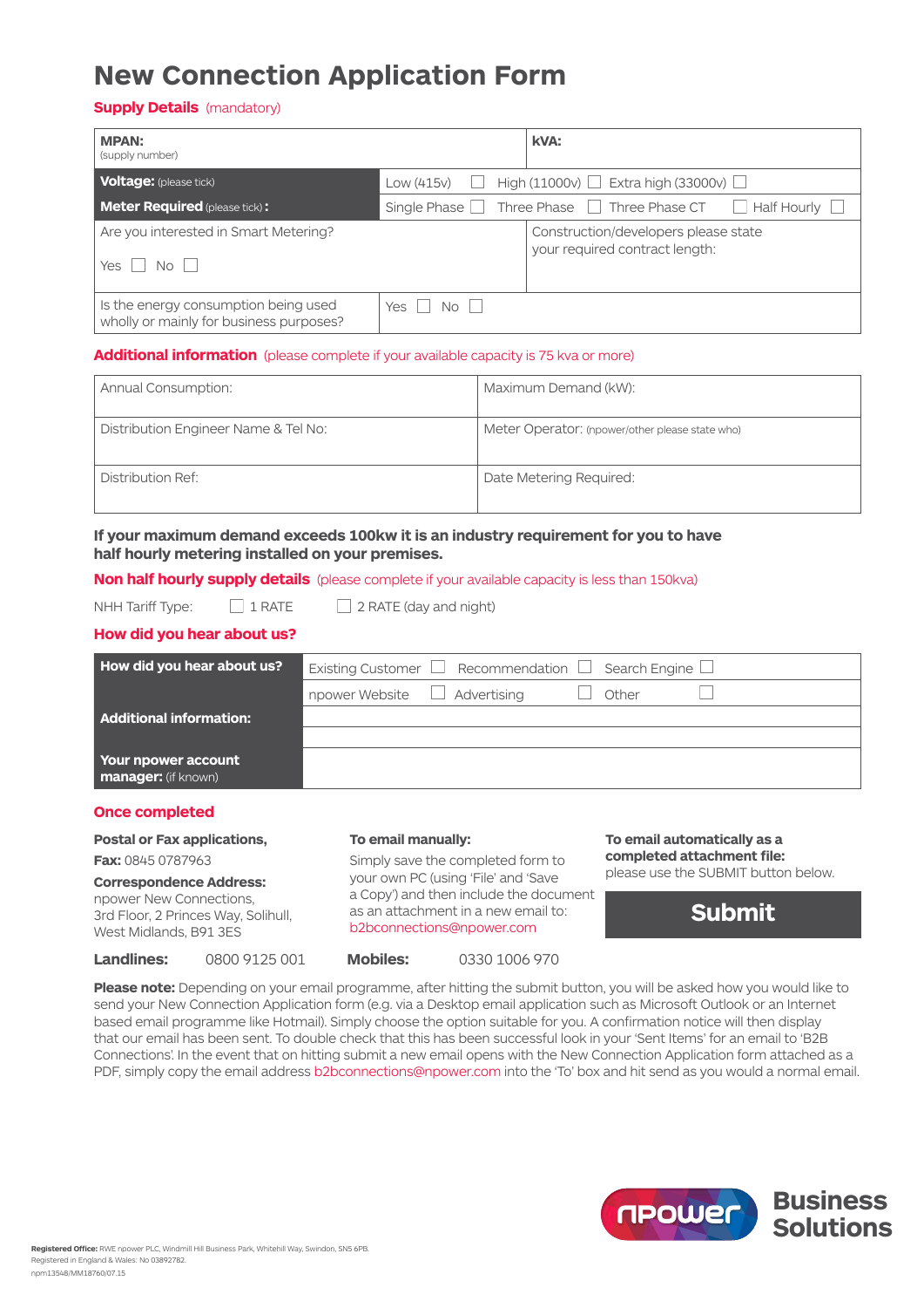# New Connection Application Form

## Supply Details (mandatory)

| | | | |
|---|---|---|---|
| **MPAN:** (supply number) | | **kVA:** | |
| **Voltage:** (please tick) | Low (415v) ☐ | High (11000v) ☐ | Extra high (33000v) ☐ |
| **Meter Required** (please tick): | Single Phase ☐ | Three Phase ☐ Three Phase CT ☐ | Half Hourly ☐ |
| Are you interested in Smart Metering? Yes ☐ No ☐ | | Construction/developers please state your required contract length: | |
| Is the energy consumption being used wholly or mainly for business purposes? | Yes ☐ No ☐ | | |

## Additional information (please complete if your available capacity is 75 kva or more)

| | |
|---|---|
| Annual Consumption: | Maximum Demand (kW): |
| Distribution Engineer Name & Tel No: | Meter Operator: (npower/other please state who) |
| Distribution Ref: | Date Metering Required: |

**If your maximum demand exceeds 100kw it is an industry requirement for you to have half hourly metering installed on your premises.**

## Non half hourly supply details (please complete if your available capacity is less than 150kva)

NHH Tariff Type: ☐ 1 RATE ☐ 2 RATE (day and night)

## How did you hear about us?

| | | | |
|---|---|---|---|
| **How did you hear about us?** | Existing Customer ☐ | Recommendation ☐ | Search Engine ☐ |
| | npower Website ☐ | Advertising ☐ | Other ☐ |
| **Additional information:** | | | |
| **Your npower account manager:** (if known) | | | |

## Once completed

**Postal or Fax applications,**

**Fax:** 0845 0787963

**Correspondence Address:**
npower New Connections,
3rd Floor, 2 Princes Way, Solihull,
West Midlands, B91 3ES

**To email manually:**

Simply save the completed form to your own PC (using 'File' and 'Save a Copy') and then include the document as an attachment in a new email to: b2bconnections@npower.com

**To email automatically as a completed attachment file:**
please use the SUBMIT button below.

**Submit**

**Landlines:** 0800 9125 001 **Mobiles:** 0330 1006 970

**Please note:** Depending on your email programme, after hitting the submit button, you will be asked how you would like to send your New Connection Application form (e.g. via a Desktop email application such as Microsoft Outlook or an Internet based email programme like Hotmail). Simply choose the option suitable for you. A confirmation notice will then display that our email has been sent. To double check that this has been successful look in your 'Sent Items' for an email to 'B2B Connections'. In the event that on hitting submit a new email opens with the New Connection Application form attached as a PDF, simply copy the email address b2bconnections@npower.com into the 'To' box and hit send as you would a normal email.

npower Business Solutions

**Registered Office:** RWE npower PLC, Windmill Hill Business Park, Whitehill Way, Swindon, SN5 6PB.
Registered in England & Wales: No 03892782.
npm13548/MM18760/07.15